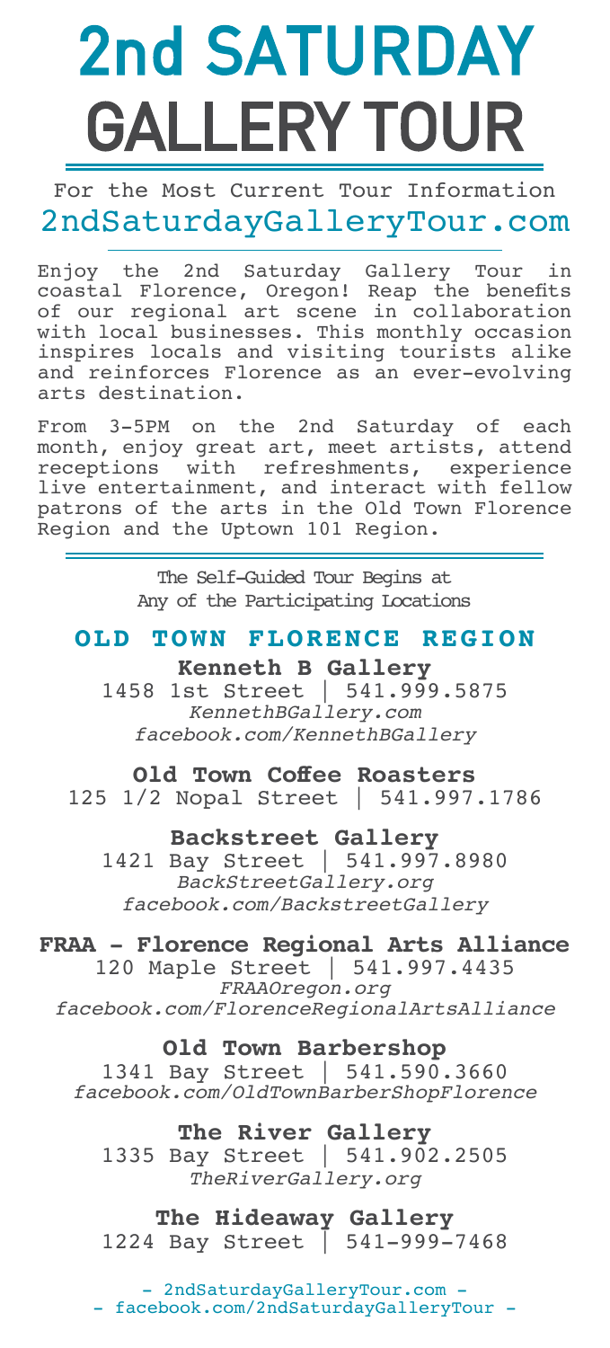# 2nd SATURDAY GALLERY TOUR

For the Most Current Tour Information
2ndSaturdayGalleryTour.com

Enjoy the 2nd Saturday Gallery Tour in coastal Florence, Oregon! Reap the benefits of our regional art scene in collaboration with local businesses. This monthly occasion inspires locals and visiting tourists alike and reinforces Florence as an ever-evolving arts destination.

From 3-5PM on the 2nd Saturday of each month, enjoy great art, meet artists, attend receptions with refreshments, experience live entertainment, and interact with fellow patrons of the arts in the Old Town Florence Region and the Uptown 101 Region.

The Self-Guided Tour Begins at
Any of the Participating Locations

## OLD TOWN FLORENCE REGION

**Kenneth B Gallery**
1458 1st Street | 541.999.5875
*KennethBGallery.com*
*facebook.com/KennethBGallery*

**Old Town Coffee Roasters**
125 1/2 Nopal Street | 541.997.1786

**Backstreet Gallery**
1421 Bay Street | 541.997.8980
*BackStreetGallery.org*
*facebook.com/BackstreetGallery*

**FRAA - Florence Regional Arts Alliance**
120 Maple Street | 541.997.4435
*FRAAOregon.org*
*facebook.com/FlorenceRegionalArtsAlliance*

**Old Town Barbershop**
1341 Bay Street | 541.590.3660
*facebook.com/OldTownBarberShopFlorence*

**The River Gallery**
1335 Bay Street | 541.902.2505
*TheRiverGallery.org*

**The Hideaway Gallery**
1224 Bay Street | 541-999-7468

- 2ndSaturdayGalleryTour.com -
- facebook.com/2ndSaturdayGalleryTour -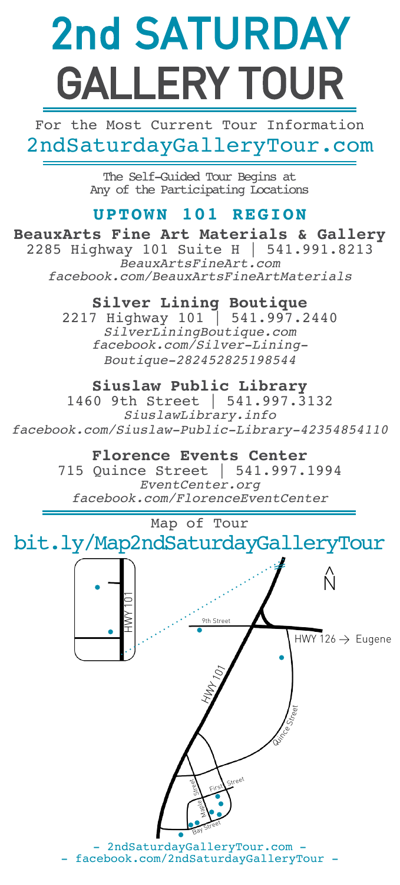# 2nd SATURDAY GALLERY TOUR

For the Most Current Tour Information
2ndSaturdayGalleryTour.com

The Self-Guided Tour Begins at Any of the Participating Locations

## UPTOWN 101 REGION

**BeauxArts Fine Art Materials & Gallery**
2285 Highway 101 Suite H | 541.991.8213
*BeauxArtsFineArt.com*
*facebook.com/BeauxArtsFineArtMaterials*

**Silver Lining Boutique**
2217 Highway 101 | 541.997.2440
*SilverLiningBoutique.com*
*facebook.com/Silver-Lining-Boutique-282452825198544*

**Siuslaw Public Library**
1460 9th Street | 541.997.3132
*SiuslawLibrary.info*
*facebook.com/Siuslaw-Public-Library-42354854110*

**Florence Events Center**
715 Quince Street | 541.997.1994
*EventCenter.org*
*facebook.com/FlorenceEventCenter*

Map of Tour
bit.ly/Map2ndSaturdayGalleryTour

HWY 101
9th Street
N
HWY 126 → Eugene
HWY 101
Quince Street
First Street
Maple Street
Bay Street

- 2ndSaturdayGalleryTour.com -
- facebook.com/2ndSaturdayGalleryTour -